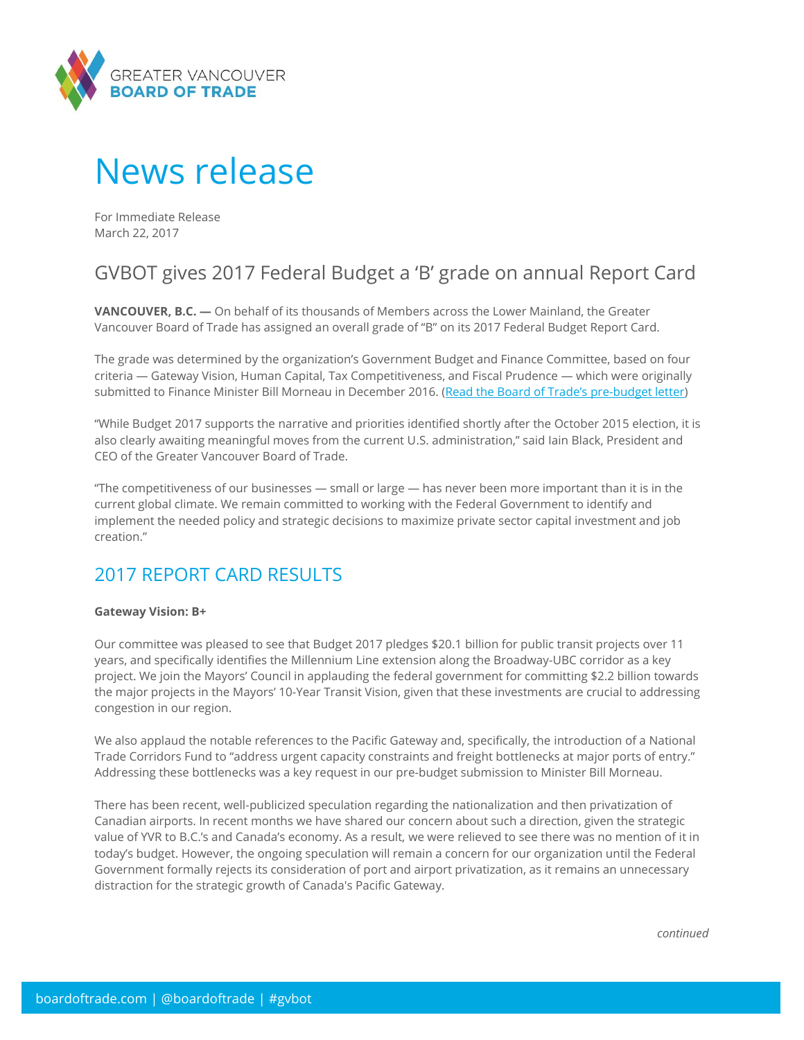GREATER VANCOUVER
**BOARD OF TRADE**

# News release

For Immediate Release
March 22, 2017

## GVBOT gives 2017 Federal Budget a 'B' grade on annual Report Card

**VANCOUVER, B.C. —** On behalf of its thousands of Members across the Lower Mainland, the Greater Vancouver Board of Trade has assigned an overall grade of "B" on its 2017 Federal Budget Report Card.

The grade was determined by the organization's Government Budget and Finance Committee, based on four criteria — Gateway Vision, Human Capital, Tax Competitiveness, and Fiscal Prudence — which were originally submitted to Finance Minister Bill Morneau in December 2016. (Read the Board of Trade's pre-budget letter)

"While Budget 2017 supports the narrative and priorities identified shortly after the October 2015 election, it is also clearly awaiting meaningful moves from the current U.S. administration," said Iain Black, President and CEO of the Greater Vancouver Board of Trade.

"The competitiveness of our businesses — small or large — has never been more important than it is in the current global climate. We remain committed to working with the Federal Government to identify and implement the needed policy and strategic decisions to maximize private sector capital investment and job creation."

## 2017 REPORT CARD RESULTS

**Gateway Vision: B+**

Our committee was pleased to see that Budget 2017 pledges $20.1 billion for public transit projects over 11 years, and specifically identifies the Millennium Line extension along the Broadway-UBC corridor as a key project. We join the Mayors' Council in applauding the federal government for committing $2.2 billion towards the major projects in the Mayors' 10-Year Transit Vision, given that these investments are crucial to addressing congestion in our region.

We also applaud the notable references to the Pacific Gateway and, specifically, the introduction of a National Trade Corridors Fund to "address urgent capacity constraints and freight bottlenecks at major ports of entry." Addressing these bottlenecks was a key request in our pre-budget submission to Minister Bill Morneau.

There has been recent, well-publicized speculation regarding the nationalization and then privatization of Canadian airports. In recent months we have shared our concern about such a direction, given the strategic value of YVR to B.C.'s and Canada's economy. As a result, we were relieved to see there was no mention of it in today's budget. However, the ongoing speculation will remain a concern for our organization until the Federal Government formally rejects its consideration of port and airport privatization, as it remains an unnecessary distraction for the strategic growth of Canada's Pacific Gateway.

*continued*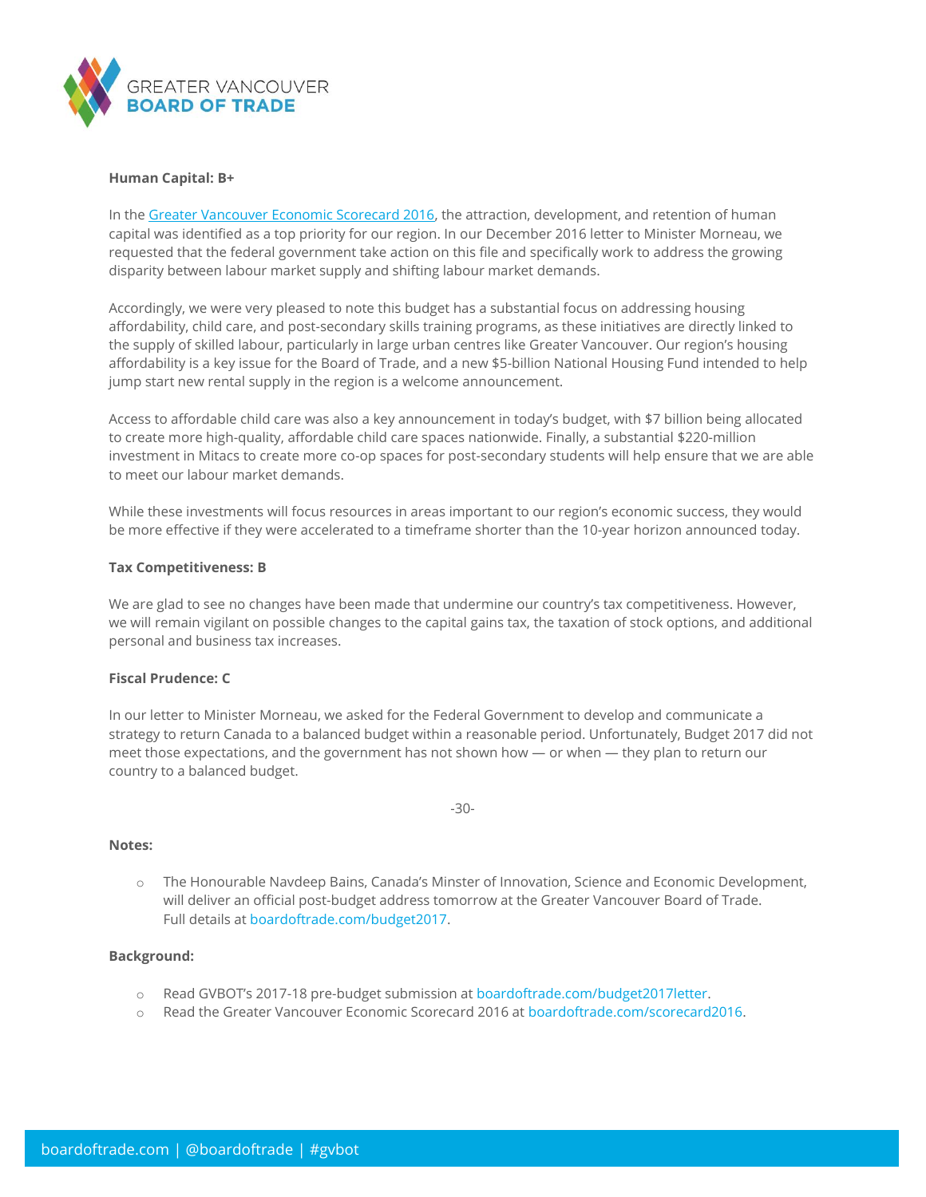**Human Capital: B+**

In the [Greater Vancouver Economic Scorecard 2016](boardoftrade.com/scorecard2016), the attraction, development, and retention of human capital was identified as a top priority for our region. In our December 2016 letter to Minister Morneau, we requested that the federal government take action on this file and specifically work to address the growing disparity between labour market supply and shifting labour market demands.

Accordingly, we were very pleased to note this budget has a substantial focus on addressing housing affordability, child care, and post-secondary skills training programs, as these initiatives are directly linked to the supply of skilled labour, particularly in large urban centres like Greater Vancouver. Our region's housing affordability is a key issue for the Board of Trade, and a new $5-billion National Housing Fund intended to help jump start new rental supply in the region is a welcome announcement.

Access to affordable child care was also a key announcement in today's budget, with $7 billion being allocated to create more high-quality, affordable child care spaces nationwide. Finally, a substantial $220-million investment in Mitacs to create more co-op spaces for post-secondary students will help ensure that we are able to meet our labour market demands.

While these investments will focus resources in areas important to our region's economic success, they would be more effective if they were accelerated to a timeframe shorter than the 10-year horizon announced today.

**Tax Competitiveness: B**

We are glad to see no changes have been made that undermine our country's tax competitiveness. However, we will remain vigilant on possible changes to the capital gains tax, the taxation of stock options, and additional personal and business tax increases.

**Fiscal Prudence: C**

In our letter to Minister Morneau, we asked for the Federal Government to develop and communicate a strategy to return Canada to a balanced budget within a reasonable period. Unfortunately, Budget 2017 did not meet those expectations, and the government has not shown how — or when — they plan to return our country to a balanced budget.

-30-

**Notes:**

- The Honourable Navdeep Bains, Canada's Minster of Innovation, Science and Economic Development, will deliver an official post-budget address tomorrow at the Greater Vancouver Board of Trade. Full details at boardoftrade.com/budget2017.

**Background:**

- Read GVBOT's 2017-18 pre-budget submission at boardoftrade.com/budget2017letter.
- Read the Greater Vancouver Economic Scorecard 2016 at boardoftrade.com/scorecard2016.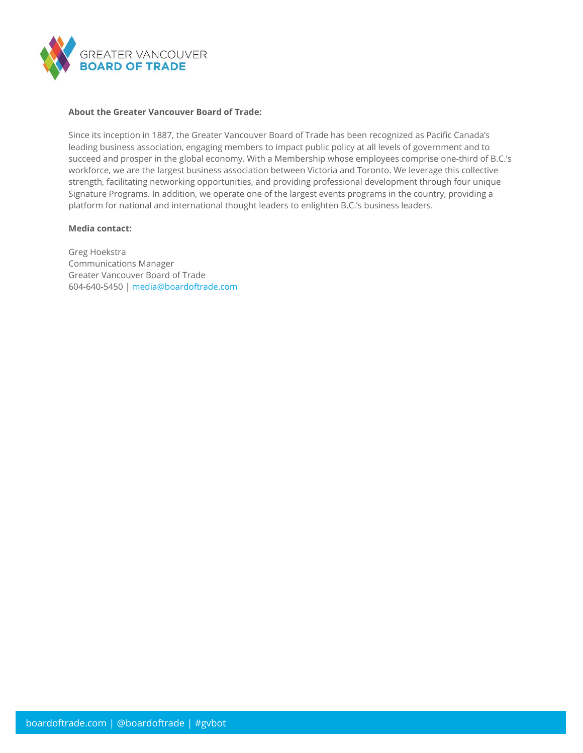**About the Greater Vancouver Board of Trade:**

Since its inception in 1887, the Greater Vancouver Board of Trade has been recognized as Pacific Canada's leading business association, engaging members to impact public policy at all levels of government and to succeed and prosper in the global economy. With a Membership whose employees comprise one-third of B.C.'s workforce, we are the largest business association between Victoria and Toronto. We leverage this collective strength, facilitating networking opportunities, and providing professional development through four unique Signature Programs. In addition, we operate one of the largest events programs in the country, providing a platform for national and international thought leaders to enlighten B.C.'s business leaders.

**Media contact:**

Greg Hoekstra
Communications Manager
Greater Vancouver Board of Trade
604-640-5450 | media@boardoftrade.com